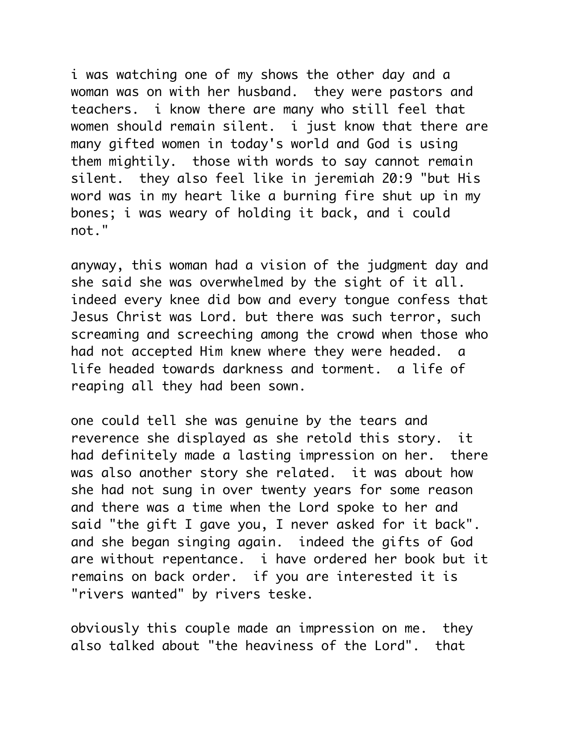i was watching one of my shows the other day and a woman was on with her husband. they were pastors and teachers. i know there are many who still feel that women should remain silent. i just know that there are many gifted women in today's world and God is using them mightily. those with words to say cannot remain silent. they also feel like in jeremiah 20:9 "but His word was in my heart like a burning fire shut up in my bones; i was weary of holding it back, and i could not."

anyway, this woman had a vision of the judgment day and she said she was overwhelmed by the sight of it all. indeed every knee did bow and every tongue confess that Jesus Christ was Lord. but there was such terror, such screaming and screeching among the crowd when those who had not accepted Him knew where they were headed. a life headed towards darkness and torment. a life of reaping all they had been sown.

one could tell she was genuine by the tears and reverence she displayed as she retold this story. it had definitely made a lasting impression on her. there was also another story she related. it was about how she had not sung in over twenty years for some reason and there was a time when the Lord spoke to her and said "the gift I gave you, I never asked for it back". and she began singing again. indeed the gifts of God are without repentance. i have ordered her book but it remains on back order. if you are interested it is "rivers wanted" by rivers teske.

obviously this couple made an impression on me. they also talked about "the heaviness of the Lord". that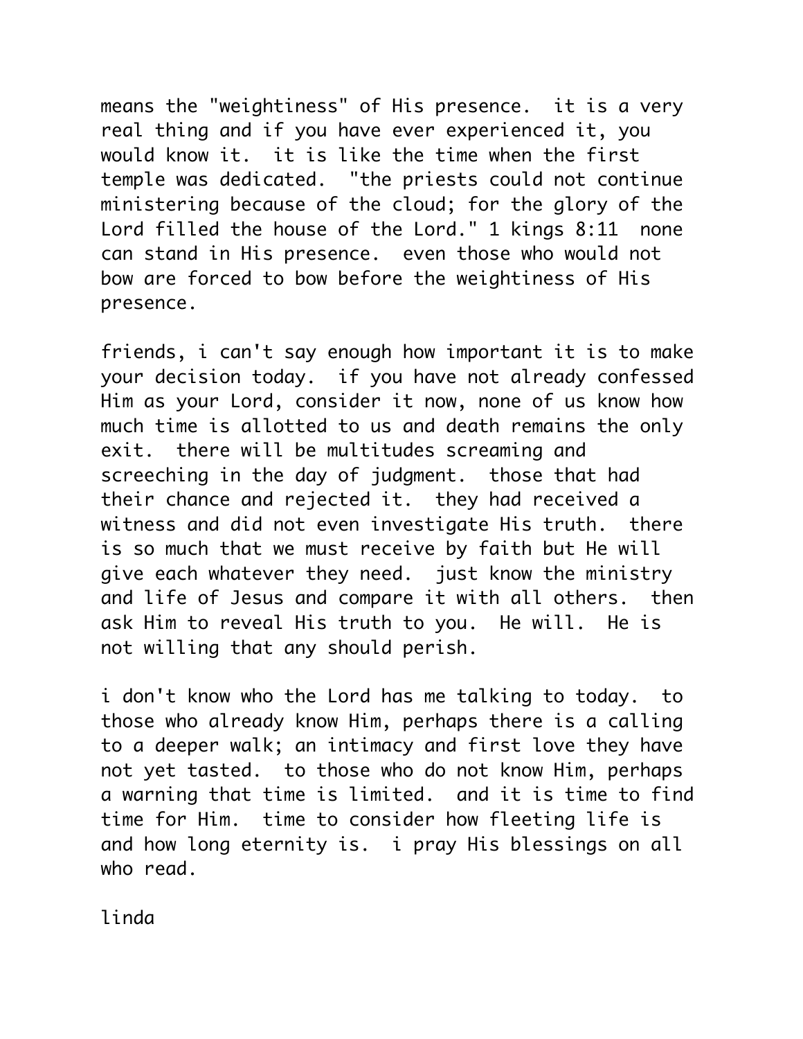means the "weightiness" of His presence.  it is a very real thing and if you have ever experienced it, you would know it.  it is like the time when the first temple was dedicated.  "the priests could not continue ministering because of the cloud; for the glory of the Lord filled the house of the Lord." 1 kings 8:11  none can stand in His presence.  even those who would not bow are forced to bow before the weightiness of His presence.

friends, i can't say enough how important it is to make your decision today.  if you have not already confessed Him as your Lord, consider it now, none of us know how much time is allotted to us and death remains the only exit.  there will be multitudes screaming and screeching in the day of judgment.  those that had their chance and rejected it.  they had received a witness and did not even investigate His truth.  there is so much that we must receive by faith but He will give each whatever they need.  just know the ministry and life of Jesus and compare it with all others.  then ask Him to reveal His truth to you.  He will.  He is not willing that any should perish.

i don't know who the Lord has me talking to today.  to those who already know Him, perhaps there is a calling to a deeper walk; an intimacy and first love they have not yet tasted.  to those who do not know Him, perhaps a warning that time is limited.  and it is time to find time for Him.  time to consider how fleeting life is and how long eternity is.  i pray His blessings on all who read.

linda